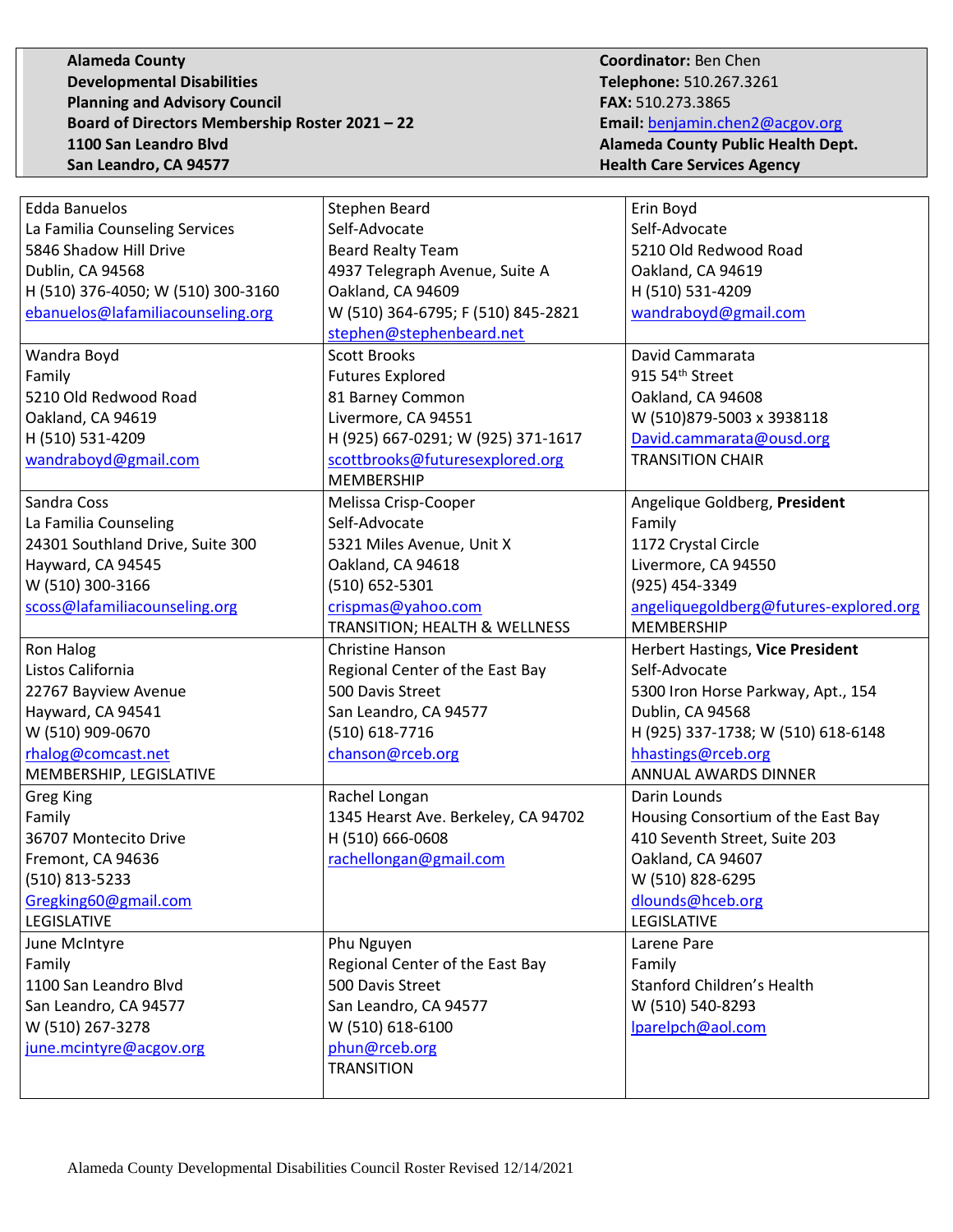| **Alameda County** | **Coordinator:** Ben Chen |
|---|---|
| **Developmental Disabilities** | **Telephone:** 510.267.3261 |
| **Planning and Advisory Council** | **FAX:** 510.273.3865 |
| **Board of Directors Membership Roster 2021 – 22** | **Email:** benjamin.chen2@acgov.org |
| **1100 San Leandro Blvd** | **Alameda County Public Health Dept.** |
| **San Leandro, CA 94577** | **Health Care Services Agency** |

| | | |
|---|---|---|
| Edda Banuelos<br>La Familia Counseling Services<br>5846 Shadow Hill Drive<br>Dublin, CA 94568<br>H (510) 376-4050; W (510) 300-3160<br>ebanuelos@lafamiliacounseling.org | Stephen Beard<br>Self-Advocate<br>Beard Realty Team<br>4937 Telegraph Avenue, Suite A<br>Oakland, CA 94609<br>W (510) 364-6795; F (510) 845-2821<br>stephen@stephenbeard.net | Erin Boyd<br>Self-Advocate<br>5210 Old Redwood Road<br>Oakland, CA 94619<br>H (510) 531-4209<br>wandraboyd@gmail.com |
| Wandra Boyd<br>Family<br>5210 Old Redwood Road<br>Oakland, CA 94619<br>H (510) 531-4209<br>wandraboyd@gmail.com | Scott Brooks<br>Futures Explored<br>81 Barney Common<br>Livermore, CA 94551<br>H (925) 667-0291; W (925) 371-1617<br>scottbrooks@futuresexplored.org<br>MEMBERSHIP | David Cammarata<br>915 54th Street<br>Oakland, CA 94608<br>W (510)879-5003 x 3938118<br>David.cammarata@ousd.org<br>TRANSITION CHAIR |
| Sandra Coss<br>La Familia Counseling<br>24301 Southland Drive, Suite 300<br>Hayward, CA 94545<br>W (510) 300-3166<br>scoss@lafamiliacounseling.org | Melissa Crisp-Cooper<br>Self-Advocate<br>5321 Miles Avenue, Unit X<br>Oakland, CA 94618<br>(510) 652-5301<br>crispmas@yahoo.com<br>TRANSITION; HEALTH & WELLNESS | Angelique Goldberg, **President**<br>Family<br>1172 Crystal Circle<br>Livermore, CA 94550<br>(925) 454-3349<br>angeliquegoldberg@futures-explored.org<br>MEMBERSHIP |
| Ron Halog<br>Listos California<br>22767 Bayview Avenue<br>Hayward, CA 94541<br>W (510) 909-0670<br>rhalog@comcast.net<br>MEMBERSHIP, LEGISLATIVE | Christine Hanson<br>Regional Center of the East Bay<br>500 Davis Street<br>San Leandro, CA 94577<br>(510) 618-7716<br>chanson@rceb.org | Herbert Hastings, **Vice President**<br>Self-Advocate<br>5300 Iron Horse Parkway, Apt., 154<br>Dublin, CA 94568<br>H (925) 337-1738; W (510) 618-6148<br>hhastings@rceb.org<br>ANNUAL AWARDS DINNER |
| Greg King<br>Family<br>36707 Montecito Drive<br>Fremont, CA 94636<br>(510) 813-5233<br>Gregking60@gmail.com<br>LEGISLATIVE | Rachel Longan<br>1345 Hearst Ave. Berkeley, CA 94702<br>H (510) 666-0608<br>rachellongan@gmail.com | Darin Lounds<br>Housing Consortium of the East Bay<br>410 Seventh Street, Suite 203<br>Oakland, CA 94607<br>W (510) 828-6295<br>dlounds@hceb.org<br>LEGISLATIVE |
| June McIntyre<br>Family<br>1100 San Leandro Blvd<br>San Leandro, CA 94577<br>W (510) 267-3278<br>june.mcintyre@acgov.org | Phu Nguyen<br>Regional Center of the East Bay<br>500 Davis Street<br>San Leandro, CA 94577<br>W (510) 618-6100<br>phun@rceb.org<br>TRANSITION | Larene Pare<br>Family<br>Stanford Children's Health<br>W (510) 540-8293<br>lparelpch@aol.com |

Alameda County Developmental Disabilities Council Roster Revised 12/14/2021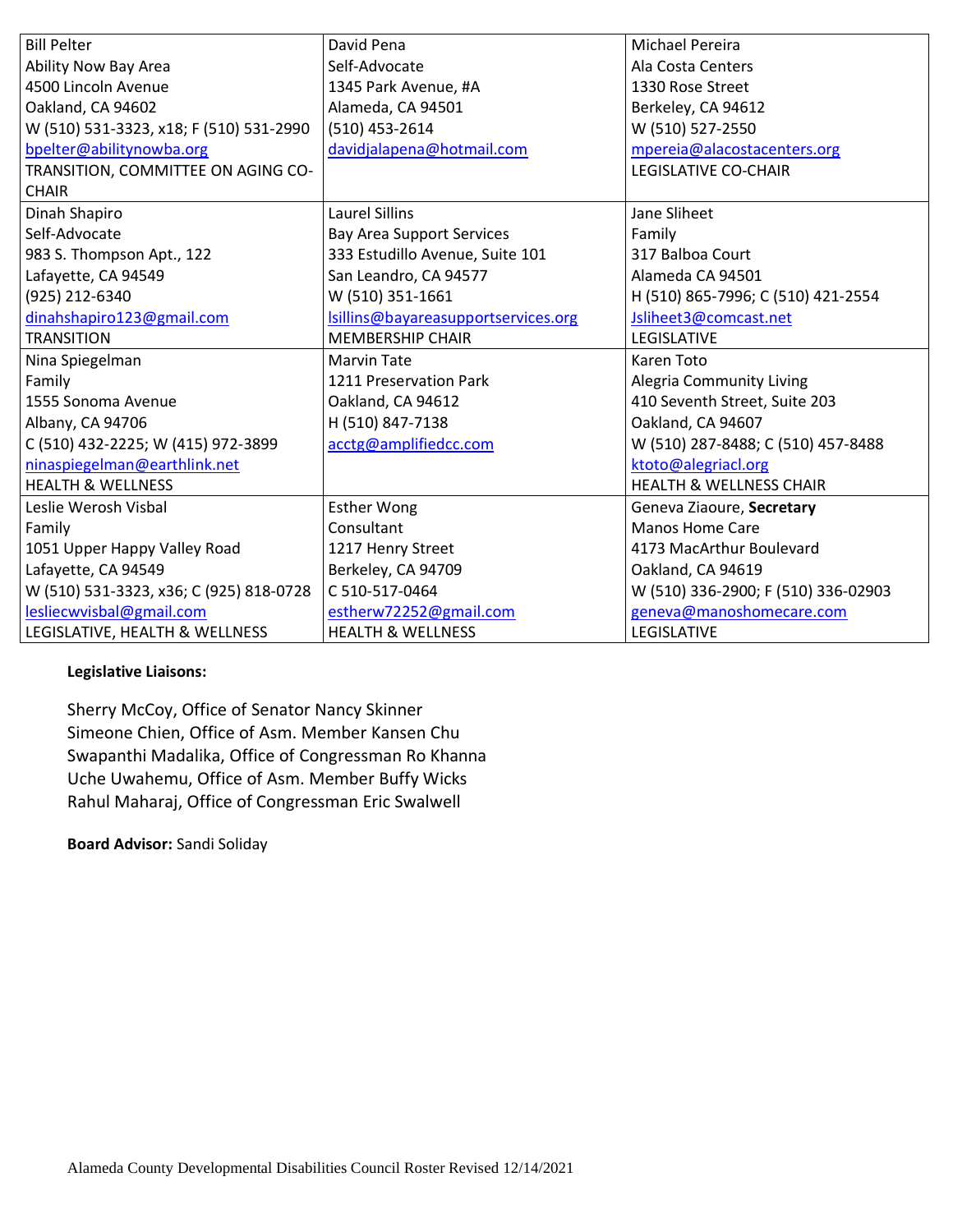| | | |
|---|---|---|
| Bill Pelter<br>Ability Now Bay Area<br>4500 Lincoln Avenue<br>Oakland, CA 94602<br>W (510) 531-3323, x18; F (510) 531-2990<br>bpelter@abilitynowba.org<br>TRANSITION, COMMITTEE ON AGING CO-CHAIR | David Pena<br>Self-Advocate<br>1345 Park Avenue, #A<br>Alameda, CA 94501<br>(510) 453-2614<br>davidjalapena@hotmail.com | Michael Pereira<br>Ala Costa Centers<br>1330 Rose Street<br>Berkeley, CA 94612<br>W (510) 527-2550<br>mpereia@alacostacenters.org<br>LEGISLATIVE CO-CHAIR |
| Dinah Shapiro<br>Self-Advocate<br>983 S. Thompson Apt., 122<br>Lafayette, CA 94549<br>(925) 212-6340<br>dinahshapiro123@gmail.com<br>TRANSITION | Laurel Sillins<br>Bay Area Support Services<br>333 Estudillo Avenue, Suite 101<br>San Leandro, CA 94577<br>W (510) 351-1661<br>lsillins@bayareasupportservices.org<br>MEMBERSHIP CHAIR | Jane Sliheet<br>Family<br>317 Balboa Court<br>Alameda CA 94501<br>H (510) 865-7996; C (510) 421-2554<br>Jsliheet3@comcast.net<br>LEGISLATIVE |
| Nina Spiegelman<br>Family<br>1555 Sonoma Avenue<br>Albany, CA 94706<br>C (510) 432-2225; W (415) 972-3899<br>ninaspiegelman@earthlink.net<br>HEALTH & WELLNESS | Marvin Tate<br>1211 Preservation Park<br>Oakland, CA 94612<br>H (510) 847-7138<br>acctg@amplifiedcc.com | Karen Toto<br>Alegria Community Living<br>410 Seventh Street, Suite 203<br>Oakland, CA 94607<br>W (510) 287-8488; C (510) 457-8488<br>ktoto@alegriacl.org<br>HEALTH & WELLNESS CHAIR |
| Leslie Werosh Visbal<br>Family<br>1051 Upper Happy Valley Road<br>Lafayette, CA 94549<br>W (510) 531-3323, x36; C (925) 818-0728<br>lesliecwvisbal@gmail.com<br>LEGISLATIVE, HEALTH & WELLNESS | Esther Wong<br>Consultant<br>1217 Henry Street<br>Berkeley, CA 94709<br>C 510-517-0464<br>estherw72252@gmail.com<br>HEALTH & WELLNESS | Geneva Ziaoure, **Secretary**<br>Manos Home Care<br>4173 MacArthur Boulevard<br>Oakland, CA 94619<br>W (510) 336-2900; F (510) 336-02903<br>geneva@manoshomecare.com<br>LEGISLATIVE |

**Legislative Liaisons:**

Sherry McCoy, Office of Senator Nancy Skinner
Simeone Chien, Office of Asm. Member Kansen Chu
Swapanthi Madalika, Office of Congressman Ro Khanna
Uche Uwahemu, Office of Asm. Member Buffy Wicks
Rahul Maharaj, Office of Congressman Eric Swalwell

**Board Advisor:** Sandi Soliday

Alameda County Developmental Disabilities Council Roster Revised 12/14/2021